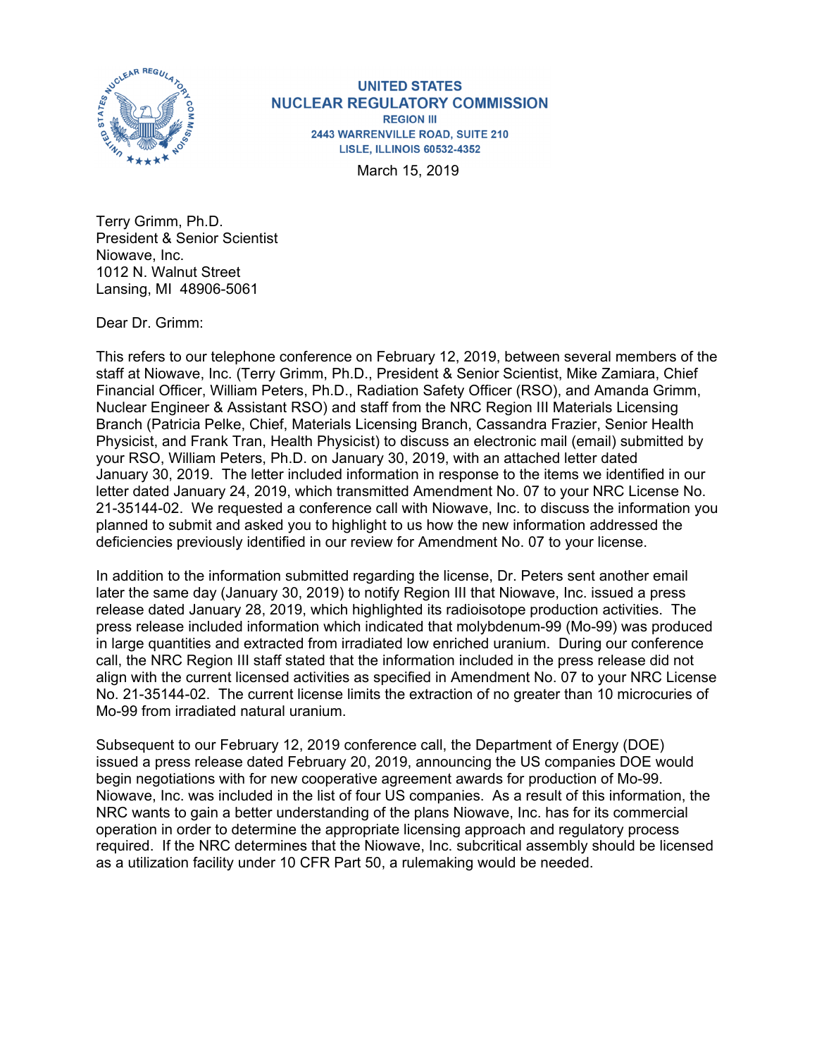**UNITED STATES**
**NUCLEAR REGULATORY COMMISSION**
**REGION III**
**2443 WARRENVILLE ROAD, SUITE 210**
**LISLE, ILLINOIS 60532-4352**

March 15, 2019

Terry Grimm, Ph.D.
President & Senior Scientist
Niowave, Inc.
1012 N. Walnut Street
Lansing, MI 48906-5061

Dear Dr. Grimm:

This refers to our telephone conference on February 12, 2019, between several members of the staff at Niowave, Inc. (Terry Grimm, Ph.D., President & Senior Scientist, Mike Zamiara, Chief Financial Officer, William Peters, Ph.D., Radiation Safety Officer (RSO), and Amanda Grimm, Nuclear Engineer & Assistant RSO) and staff from the NRC Region III Materials Licensing Branch (Patricia Pelke, Chief, Materials Licensing Branch, Cassandra Frazier, Senior Health Physicist, and Frank Tran, Health Physicist) to discuss an electronic mail (email) submitted by your RSO, William Peters, Ph.D. on January 30, 2019, with an attached letter dated January 30, 2019. The letter included information in response to the items we identified in our letter dated January 24, 2019, which transmitted Amendment No. 07 to your NRC License No. 21-35144-02. We requested a conference call with Niowave, Inc. to discuss the information you planned to submit and asked you to highlight to us how the new information addressed the deficiencies previously identified in our review for Amendment No. 07 to your license.

In addition to the information submitted regarding the license, Dr. Peters sent another email later the same day (January 30, 2019) to notify Region III that Niowave, Inc. issued a press release dated January 28, 2019, which highlighted its radioisotope production activities. The press release included information which indicated that molybdenum-99 (Mo-99) was produced in large quantities and extracted from irradiated low enriched uranium. During our conference call, the NRC Region III staff stated that the information included in the press release did not align with the current licensed activities as specified in Amendment No. 07 to your NRC License No. 21-35144-02. The current license limits the extraction of no greater than 10 microcuries of Mo-99 from irradiated natural uranium.

Subsequent to our February 12, 2019 conference call, the Department of Energy (DOE) issued a press release dated February 20, 2019, announcing the US companies DOE would begin negotiations with for new cooperative agreement awards for production of Mo-99. Niowave, Inc. was included in the list of four US companies. As a result of this information, the NRC wants to gain a better understanding of the plans Niowave, Inc. has for its commercial operation in order to determine the appropriate licensing approach and regulatory process required. If the NRC determines that the Niowave, Inc. subcritical assembly should be licensed as a utilization facility under 10 CFR Part 50, a rulemaking would be needed.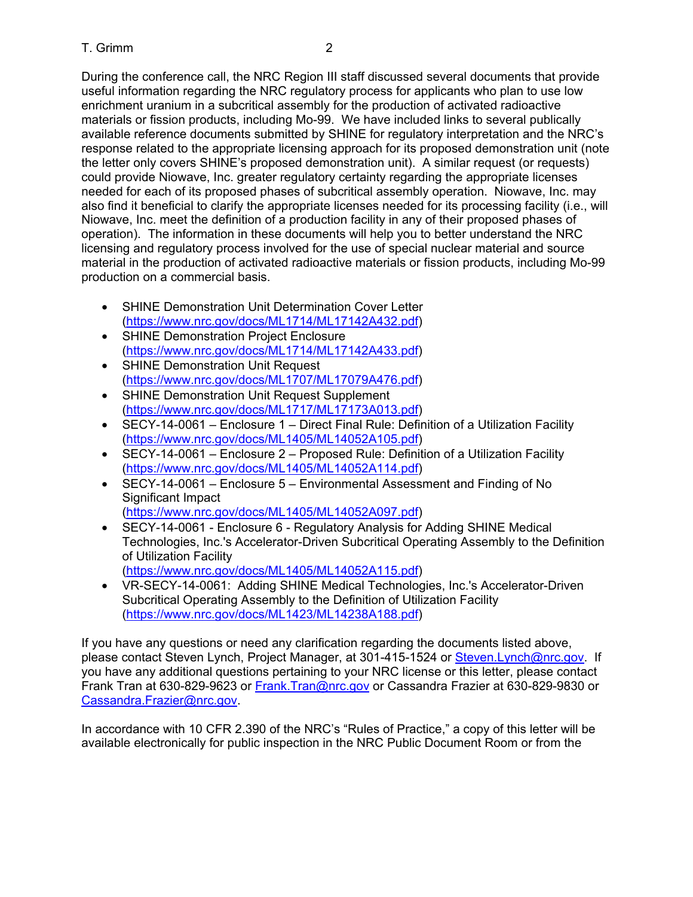During the conference call, the NRC Region III staff discussed several documents that provide useful information regarding the NRC regulatory process for applicants who plan to use low enrichment uranium in a subcritical assembly for the production of activated radioactive materials or fission products, including Mo-99. We have included links to several publically available reference documents submitted by SHINE for regulatory interpretation and the NRC's response related to the appropriate licensing approach for its proposed demonstration unit (note the letter only covers SHINE's proposed demonstration unit). A similar request (or requests) could provide Niowave, Inc. greater regulatory certainty regarding the appropriate licenses needed for each of its proposed phases of subcritical assembly operation. Niowave, Inc. may also find it beneficial to clarify the appropriate licenses needed for its processing facility (i.e., will Niowave, Inc. meet the definition of a production facility in any of their proposed phases of operation). The information in these documents will help you to better understand the NRC licensing and regulatory process involved for the use of special nuclear material and source material in the production of activated radioactive materials or fission products, including Mo-99 production on a commercial basis.

- SHINE Demonstration Unit Determination Cover Letter (https://www.nrc.gov/docs/ML1714/ML17142A432.pdf)
- SHINE Demonstration Project Enclosure (https://www.nrc.gov/docs/ML1714/ML17142A433.pdf)
- SHINE Demonstration Unit Request (https://www.nrc.gov/docs/ML1707/ML17079A476.pdf)
- SHINE Demonstration Unit Request Supplement (https://www.nrc.gov/docs/ML1717/ML17173A013.pdf)
- SECY-14-0061 – Enclosure 1 – Direct Final Rule: Definition of a Utilization Facility (https://www.nrc.gov/docs/ML1405/ML14052A105.pdf)
- SECY-14-0061 – Enclosure 2 – Proposed Rule: Definition of a Utilization Facility (https://www.nrc.gov/docs/ML1405/ML14052A114.pdf)
- SECY-14-0061 – Enclosure 5 – Environmental Assessment and Finding of No Significant Impact (https://www.nrc.gov/docs/ML1405/ML14052A097.pdf)
- SECY-14-0061 - Enclosure 6 - Regulatory Analysis for Adding SHINE Medical Technologies, Inc.'s Accelerator-Driven Subcritical Operating Assembly to the Definition of Utilization Facility (https://www.nrc.gov/docs/ML1405/ML14052A115.pdf)
- VR-SECY-14-0061: Adding SHINE Medical Technologies, Inc.'s Accelerator-Driven Subcritical Operating Assembly to the Definition of Utilization Facility (https://www.nrc.gov/docs/ML1423/ML14238A188.pdf)

If you have any questions or need any clarification regarding the documents listed above, please contact Steven Lynch, Project Manager, at 301-415-1524 or Steven.Lynch@nrc.gov. If you have any additional questions pertaining to your NRC license or this letter, please contact Frank Tran at 630-829-9623 or Frank.Tran@nrc.gov or Cassandra Frazier at 630-829-9830 or Cassandra.Frazier@nrc.gov.

In accordance with 10 CFR 2.390 of the NRC's "Rules of Practice," a copy of this letter will be available electronically for public inspection in the NRC Public Document Room or from the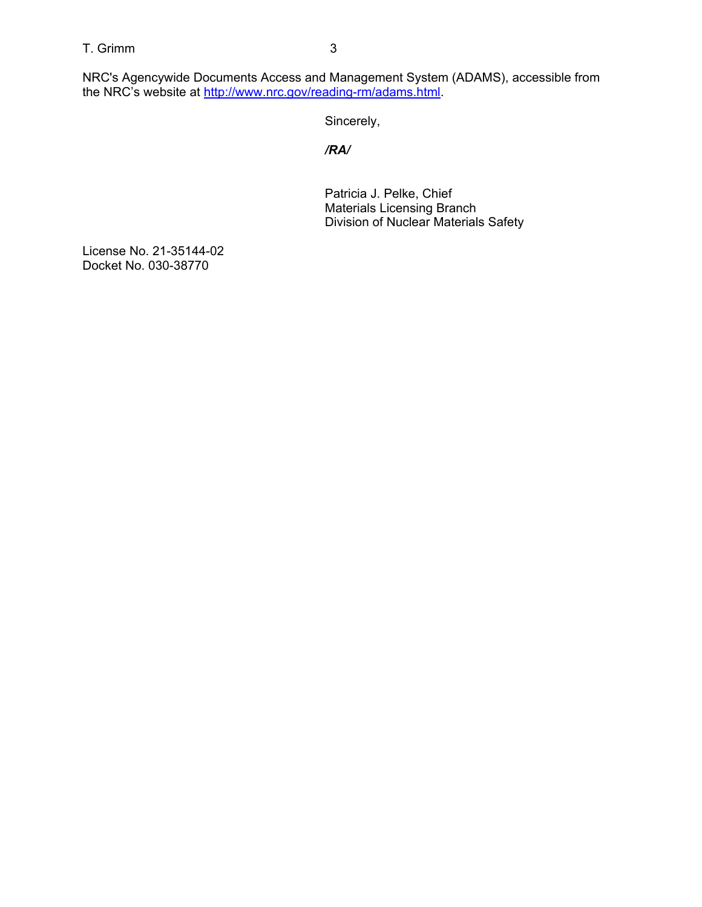NRC's Agencywide Documents Access and Management System (ADAMS), accessible from the NRC's website at [http://www.nrc.gov/reading-rm/adams.html](http://www.nrc.gov/reading-rm/adams.html).

Sincerely,

***/RA/***

Patricia J. Pelke, Chief
Materials Licensing Branch
Division of Nuclear Materials Safety

License No. 21-35144-02
Docket No. 030-38770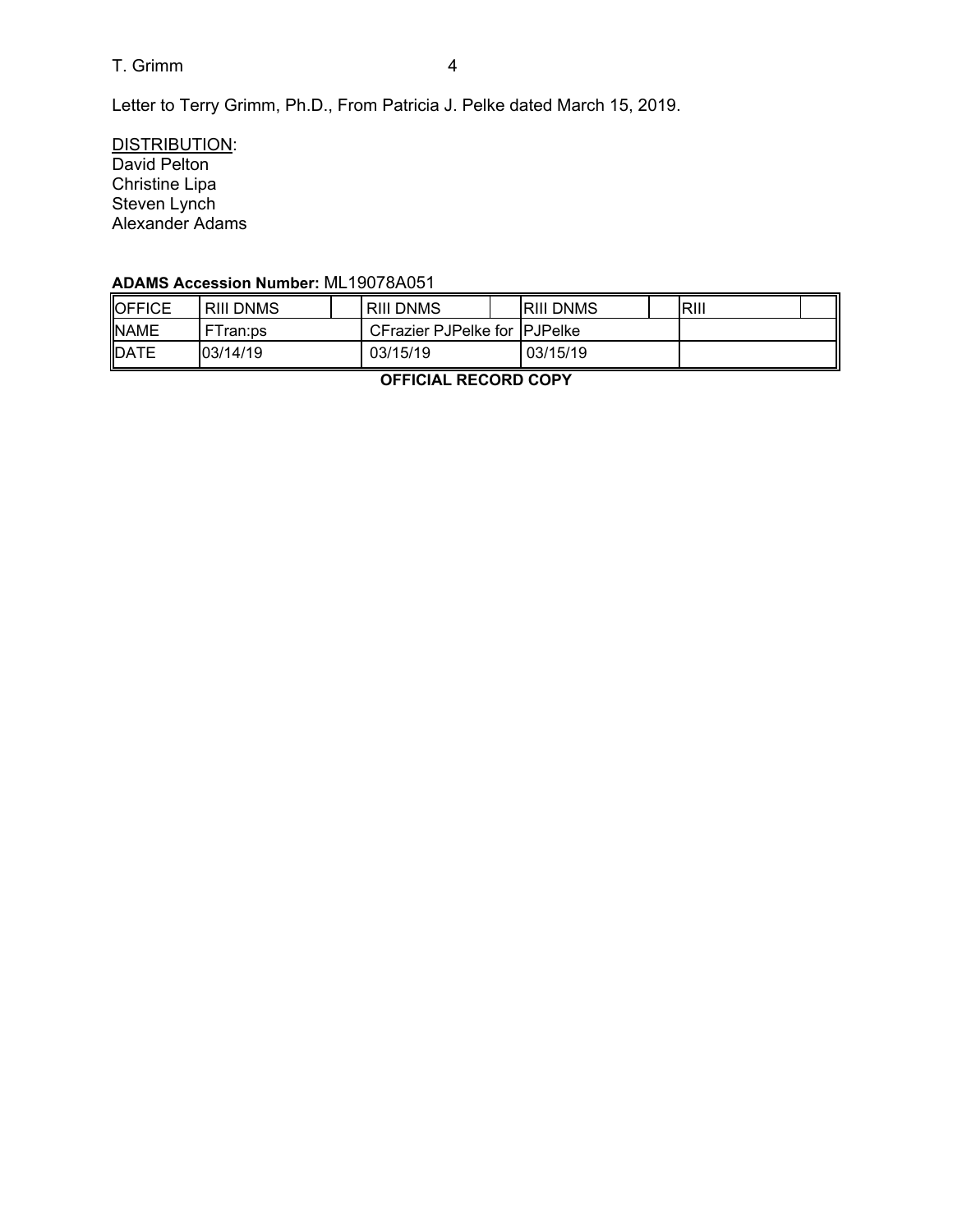Letter to Terry Grimm, Ph.D., From Patricia J. Pelke dated March 15, 2019.

DISTRIBUTION:
David Pelton
Christine Lipa
Steven Lynch
Alexander Adams

**ADAMS Accession Number:** ML19078A051

| OFFICE | RIII DNMS | RIII DNMS | RIII DNMS | RIII |
|---|---|---|---|---|
| NAME | FTran:ps | CFrazier PJPelke for | PJPelke | |
| DATE | 03/14/19 | 03/15/19 | 03/15/19 | |

**OFFICIAL RECORD COPY**